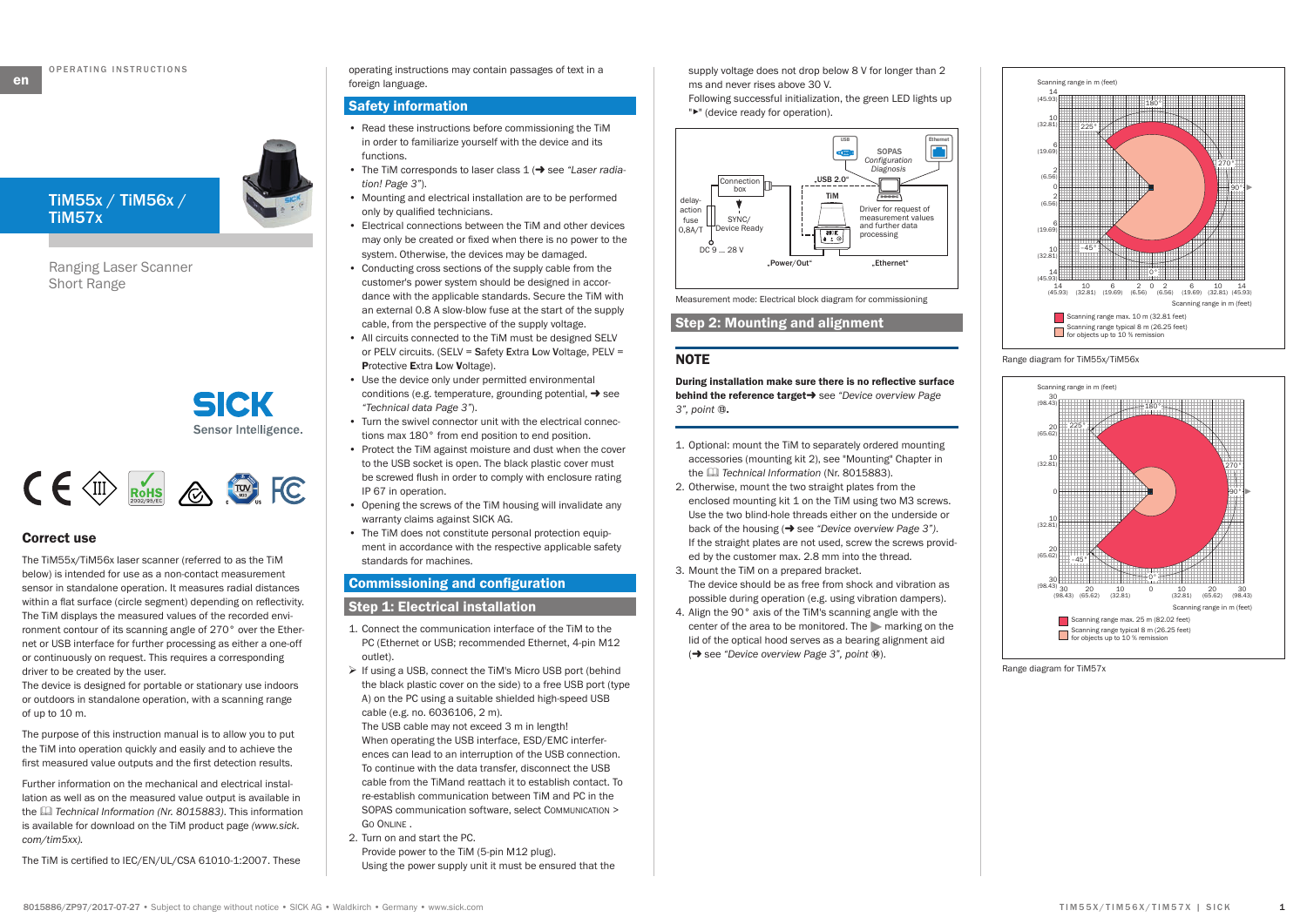OPERATING INSTRUCTIONS

# TiM55x / TiM56x / TiM57x

Ranging Laser Scanner
Short Range

SICK
Sensor Intelligence.

## Correct use

The TiM55x/TiM56x laser scanner (referred to as the TiM below) is intended for use as a non-contact measurement sensor in standalone operation. It measures radial distances within a flat surface (circle segment) depending on reflectivity. The TiM displays the measured values of the recorded environment contour of its scanning angle of 270° over the Ethernet or USB interface for further processing as either a one-off or continuously on request. This requires a corresponding driver to be created by the user.
The device is designed for portable or stationary use indoors or outdoors in standalone operation, with a scanning range of up to 10 m.

The purpose of this instruction manual is to allow you to put the TiM into operation quickly and easily and to achieve the first measured value outputs and the first detection results.

Further information on the mechanical and electrical installation as well as on the measured value output is available in the *Technical Information (Nr. 8015883)*. This information is available for download on the TiM product page *(www.sick.com/tim5xx)*.

The TiM is certified to IEC/EN/UL/CSA 61010-1:2007. These operating instructions may contain passages of text in a foreign language.

## Safety information

- Read these instructions before commissioning the TiM in order to familiarize yourself with the device and its functions.
- The TiM corresponds to laser class 1 (➜ see *"Laser radiation! Page 3"*).
- Mounting and electrical installation are to be performed only by qualified technicians.
- Electrical connections between the TiM and other devices may only be created or fixed when there is no power to the system. Otherwise, the devices may be damaged.
- Conducting cross sections of the supply cable from the customer's power system should be designed in accordance with the applicable standards. Secure the TiM with an external 0.8 A slow-blow fuse at the start of the supply cable, from the perspective of the supply voltage.
- All circuits connected to the TiM must be designed SELV or PELV circuits. (SELV = **S**afety **E**xtra **L**ow **V**oltage, PELV = **P**rotective **E**xtra **L**ow **V**oltage).
- Use the device only under permitted environmental conditions (e.g. temperature, grounding potential, ➜ see *"Technical data Page 3"*).
- Turn the swivel connector unit with the electrical connections max 180° from end position to end position.
- Protect the TiM against moisture and dust when the cover to the USB socket is open. The black plastic cover must be screwed flush in order to comply with enclosure rating IP 67 in operation.
- Opening the screws of the TiM housing will invalidate any warranty claims against SICK AG.
- The TiM does not constitute personal protection equipment in accordance with the respective applicable safety standards for machines.

## Commissioning and configuration

### Step 1: Electrical installation

1. Connect the communication interface of the TiM to the PC (Ethernet or USB; recommended Ethernet, 4-pin M12 outlet).

➢ If using a USB, connect the TiM's Micro USB port (behind the black plastic cover on the side) to a free USB port (type A) on the PC using a suitable shielded high-speed USB cable (e.g. no. 6036106, 2 m).
The USB cable may not exceed 3 m in length!
When operating the USB interface, ESD/EMC interferences can lead to an interruption of the USB connection. To continue with the data transfer, disconnect the USB cable from the TiMand reattach it to establish connection. To re-establish communication between TiM and PC in the SOPAS communication software, select COMMUNICATION > GO ONLINE .

2. Turn on and start the PC.
Provide power to the TiM (5-pin M12 plug).
Using the power supply unit it must be ensured that the supply voltage does not drop below 8 V for longer than 2 ms and never rises above 30 V.
Following successful initialization, the green LED lights up "▶" (device ready for operation).

Measurement mode: Electrical block diagram for commissioning

### Step 2: Mounting and alignment

**NOTE**

**During installation make sure there is no reflective surface behind the reference target➜** see *"Device overview Page 3", point ⑮*.

1. Optional: mount the TiM to separately ordered mounting accessories (mounting kit 2), see "Mounting" Chapter in the *Technical Information* (Nr. 8015883).
2. Otherwise, mount the two straight plates from the enclosed mounting kit 1 on the TiM using two M3 screws. Use the two blind-hole threads either on the underside or back of the housing (➜ see *"Device overview Page 3")*. If the straight plates are not used, screw the screws provided by the customer max. 2.8 mm into the thread.
3. Mount the TiM on a prepared bracket. The device should be as free from shock and vibration as possible during operation (e.g. using vibration dampers).
4. Align the 90° axis of the TiM's scanning angle with the center of the area to be monitored. The ▶ marking on the lid of the optical hood serves as a bearing alignment aid (➜ see *"Device overview Page 3", point ⑭*).

Range diagram for TiM55x/TiM56x

Range diagram for TiM57x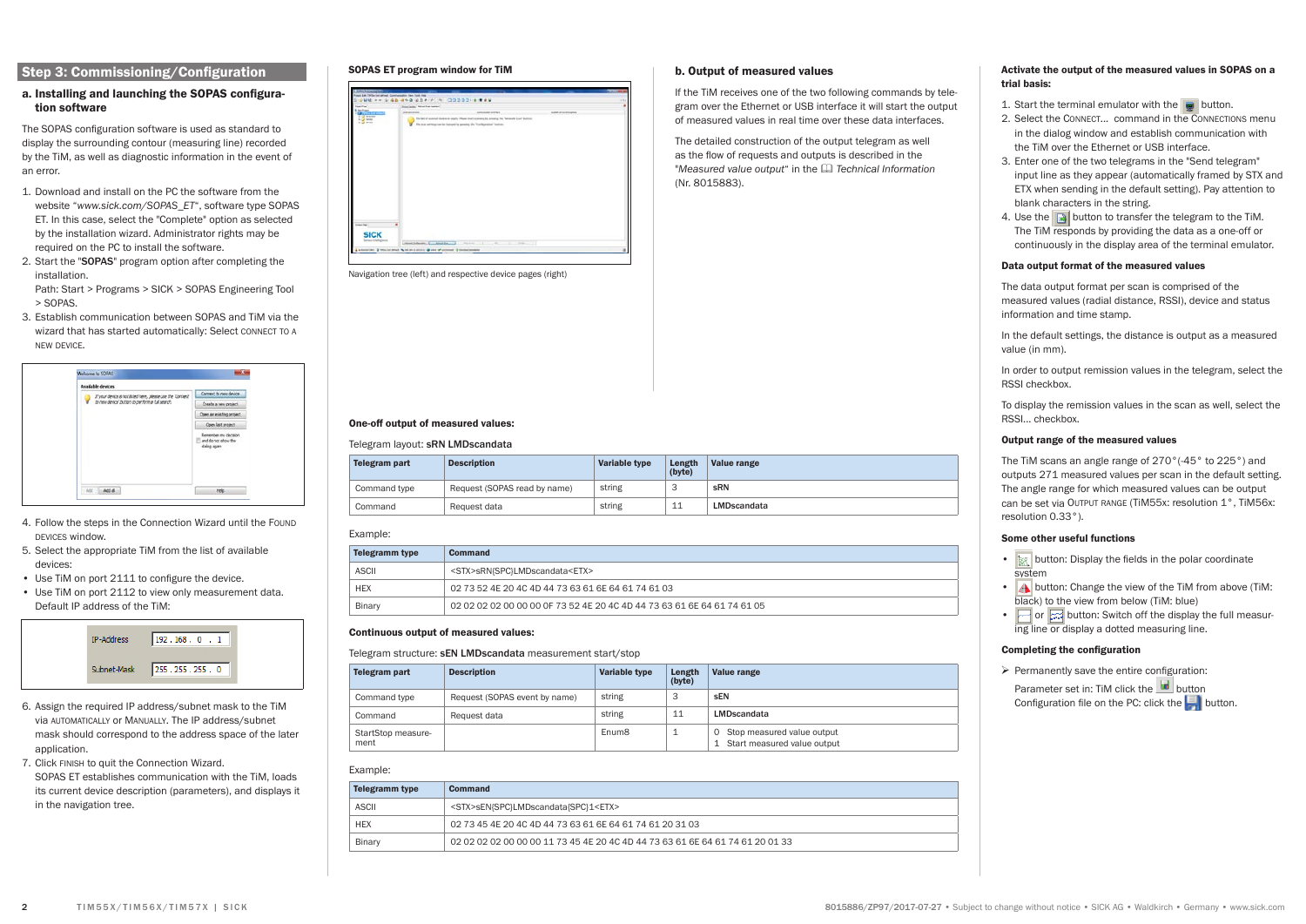## Step 3: Commissioning/Configuration

### a. Installing and launching the SOPAS configuration software

The SOPAS configuration software is used as standard to display the surrounding contour (measuring line) recorded by the TiM, as well as diagnostic information in the event of an error.

1. Download and install on the PC the software from the website "*www.sick.com/SOPAS_ET*", software type SOPAS ET. In this case, select the "Complete" option as selected by the installation wizard. Administrator rights may be required on the PC to install the software.
2. Start the "**SOPAS**" program option after completing the installation.
   Path: Start > Programs > SICK > SOPAS Engineering Tool > SOPAS.
3. Establish communication between SOPAS and TiM via the wizard that has started automatically: Select CONNECT TO A NEW DEVICE.
4. Follow the steps in the Connection Wizard until the FOUND DEVICES window.
5. Select the appropriate TiM from the list of available devices:

- Use TiM on port 2111 to configure the device.
- Use TiM on port 2112 to view only measurement data.
  Default IP address of the TiM:

6. Assign the required IP address/subnet mask to the TiM via AUTOMATICALLY or MANUALLY. The IP address/subnet mask should correspond to the address space of the later application.
7. Click FINISH to quit the Connection Wizard.
   SOPAS ET establishes communication with the TiM, loads its current device description (parameters), and displays it in the navigation tree.

**SOPAS ET program window for TiM**

Navigation tree (left) and respective device pages (right)

### b. Output of measured values

If the TiM receives one of the two following commands by telegram over the Ethernet or USB interface it will start the output of measured values in real time over these data interfaces.

The detailed construction of the output telegram as well as the flow of requests and outputs is described in the "*Measured value output*" in the *Technical Information* (Nr. 8015883).

**One-off output of measured values:**

Telegram layout: **sRN LMDscandata**

| Telegram part | Description | Variable type | Length (byte) | Value range |
|---|---|---|---|---|
| Command type | Request (SOPAS read by name) | string | 3 | **sRN** |
| Command | Request data | string | 11 | **LMDscandata** |

Example:

| Telegramm type | Command |
|---|---|
| ASCII | <STX>sRN{SPC}LMDscandata<ETX> |
| HEX | 02 73 52 4E 20 4C 4D 44 73 63 61 6E 64 61 74 61 03 |
| Binary | 02 02 02 02 00 00 00 0F 73 52 4E 20 4C 4D 44 73 63 61 6E 64 61 74 61 05 |

**Continuous output of measured values:**

Telegram structure: **sEN LMDscandata** measurement start/stop

| Telegram part | Description | Variable type | Length (byte) | Value range |
|---|---|---|---|---|
| Command type | Request (SOPAS event by name) | string | 3 | **sEN** |
| Command | Request data | string | 11 | **LMDscandata** |
| StartStop measurement | | Enum8 | 1 | 0 Stop measured value output<br>1 Start measured value output |

Example:

| Telegramm type | Command |
|---|---|
| ASCII | <STX>sEN{SPC}LMDscandata{SPC}1<ETX> |
| HEX | 02 73 45 4E 20 4C 4D 44 73 63 61 6E 64 61 74 61 20 31 03 |
| Binary | 02 02 02 02 00 00 00 11 73 45 4E 20 4C 4D 44 73 63 61 6E 64 61 74 61 20 01 33 |

**Activate the output of the measured values in SOPAS on a trial basis:**

1. Start the terminal emulator with the button.
2. Select the CONNECT... command in the CONNECTIONS menu in the dialog window and establish communication with the TiM over the Ethernet or USB interface.
3. Enter one of the two telegrams in the "Send telegram" input line as they appear (automatically framed by STX and ETX when sending in the default setting). Pay attention to blank characters in the string.
4. Use the button to transfer the telegram to the TiM. The TiM responds by providing the data as a one-off or continuously in the display area of the terminal emulator.

**Data output format of the measured values**

The data output format per scan is comprised of the measured values (radial distance, RSSI), device and status information and time stamp.

In the default settings, the distance is output as a measured value (in mm).

In order to output remission values in the telegram, select the RSSI checkbox.

To display the remission values in the scan as well, select the RSSI... checkbox.

**Output range of the measured values**

The TiM scans an angle range of 270°(-45° to 225°) and outputs 271 measured values per scan in the default setting. The angle range for which measured values can be output can be set via OUTPUT RANGE (TiM55x: resolution 1°, TiM56x: resolution 0.33°).

**Some other useful functions**

- button: Display the fields in the polar coordinate system
- button: Change the view of the TiM from above (TiM: black) to the view from below (TiM: blue)
- or button: Switch off the display the full measuring line or display a dotted measuring line.

**Completing the configuration**

➢ Permanently save the entire configuration:
  Parameter set in: TiM click the button
  Configuration file on the PC: click the button.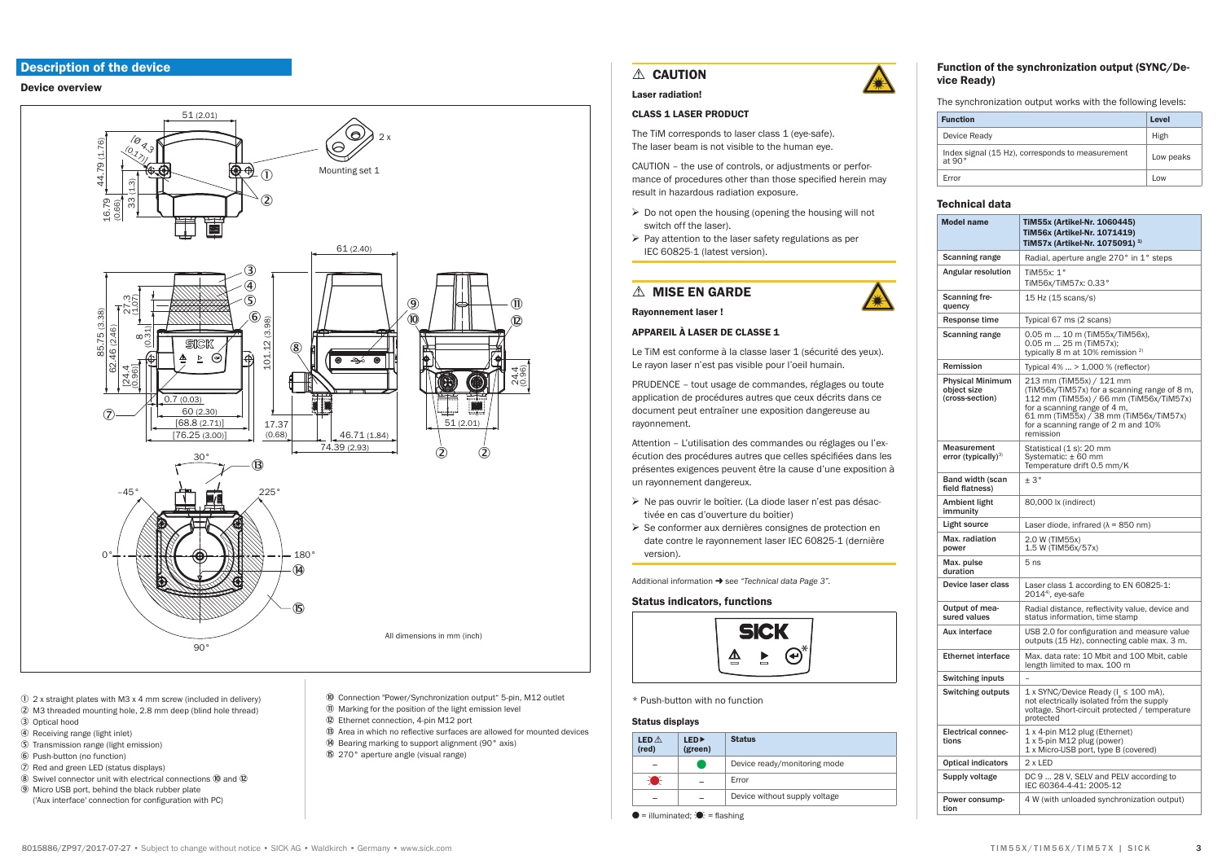## Description of the device

### Device overview

All dimensions in mm (inch)

① 2 x straight plates with M3 x 4 mm screw (included in delivery)
② M3 threaded mounting hole, 2.8 mm deep (blind hole thread)
③ Optical hood
④ Receiving range (light inlet)
⑤ Transmission range (light emission)
⑥ Push-button (no function)
⑦ Red and green LED (status displays)
⑧ Swivel connector unit with electrical connections ⑩ and ⑫
⑨ Micro USB port, behind the black rubber plate ('Aux interface' connection for configuration with PC)
⑩ Connection "Power/Synchronization output" 5-pin, M12 outlet
⑪ Marking for the position of the light emission level
⑫ Ethernet connection, 4-pin M12 port
⑬ Area in which no reflective surfaces are allowed for mounted devices
⑭ Bearing marking to support alignment (90° axis)
⑮ 270° aperture angle (visual range)

### ⚠ CAUTION

**Laser radiation!**

**CLASS 1 LASER PRODUCT**

The TiM corresponds to laser class 1 (eye-safe).
The laser beam is not visible to the human eye.

CAUTION – the use of controls, or adjustments or performance of procedures other than those specified herein may result in hazardous radiation exposure.

- Do not open the housing (opening the housing will not switch off the laser).
- Pay attention to the laser safety regulations as per IEC 60825-1 (latest version).

### ⚠ MISE EN GARDE

**Rayonnement laser !**

**APPAREIL À LASER DE CLASSE 1**

Le TiM est conforme à la classe laser 1 (sécurité des yeux).
Le rayon laser n'est pas visible pour l'oeil humain.

PRUDENCE – tout usage de commandes, réglages ou toute application de procédures autres que ceux décrits dans ce document peut entraîner une exposition dangereuse au rayonnement.

Attention – L'utilisation des commandes ou réglages ou l'exécution des procédures autres que celles spécifiées dans les présentes exigences peuvent être la cause d'une exposition à un rayonnement dangereux.

- Ne pas ouvrir le boîtier. (La diode laser n'est pas désactivée en cas d'ouverture du boîtier)
- Se conformer aux dernières consignes de protection en date contre le rayonnement laser IEC 60825-1 (dernière version).

Additional information ➜ see *"Technical data Page 3"*.

### Status indicators, functions

\* Push-button with no function

#### Status displays

| LED ⚠ (red) | LED ▶ (green) | Status |
|---|---|---|
| – | ● | Device ready/monitoring mode |
| flashing | – | Error |
| – | – | Device without supply voltage |

● = illuminated; flashing symbol = flashing

### Function of the synchronization output (SYNC/Device Ready)

The synchronization output works with the following levels:

| Function | Level |
|---|---|
| Device Ready | High |
| Index signal (15 Hz), corresponds to measurement at 90° | Low peaks |
| Error | Low |

### Technical data

| Model name | TiM55x (Artikel-Nr. 1060445) TiM56x (Artikel-Nr. 1071419) TiM57x (Artikel-Nr. 1075091) [1] |
|---|---|
| Scanning range | Radial, aperture angle 270° in 1° steps |
| Angular resolution | TiM55x: 1° TiM56x/TiM57x: 0.33° |
| Scanning frequency | 15 Hz (15 scans/s) |
| Response time | Typical 67 ms (2 scans) |
| Scanning range | 0.05 m ... 10 m (TiM55x/TiM56x), 0.05 m ... 25 m (TiM57x); typically 8 m at 10% remission [2] |
| Remission | Typical 4% ... > 1,000 % (reflector) |
| Physical Minimum object size (cross-section) | 213 mm (TiM55x) / 121 mm (TiM56x/TiM57x) for a scanning range of 8 m, 112 mm (TiM55x) / 66 mm (TiM56x/TiM57x) for a scanning range of 4 m, 61 mm (TiM55x) / 38 mm (TiM56x/TiM57x) for a scanning range of 2 m and 10% remission |
| Measurement error (typically)[3] | Statistical (1 s): 20 mm Systematic: ± 60 mm Temperature drift 0.5 mm/K |
| Band width (scan field flatness) | ± 3° |
| Ambient light immunity | 80,000 lx (indirect) |
| Light source | Laser diode, infrared (λ = 850 nm) |
| Max. radiation power | 2.0 W (TIM55x) 1.5 W (TIM56x/57x) |
| Max. pulse duration | 5 ns |
| Device laser class | Laser class 1 according to EN 60825-1: 2014[4], eye-safe |
| Output of measured values | Radial distance, reflectivity value, device and status information, time stamp |
| Aux interface | USB 2.0 for configuration and measure value outputs (15 Hz), connecting cable max. 3 m. |
| Ethernet interface | Max. data rate: 10 Mbit and 100 Mbit, cable length limited to max. 100 m |
| Switching inputs | – |
| Switching outputs | 1 x SYNC/Device Ready ($I_a$ ≤ 100 mA), not electrically isolated from the supply voltage. Short-circuit protected / temperature protected |
| Electrical connections | 1 x 4-pin M12 plug (Ethernet) 1 x 5-pin M12 plug (power) 1 x Micro-USB port, type B (covered) |
| Optical indicators | 2 x LED |
| Supply voltage | DC 9 ... 28 V, SELV and PELV according to IEC 60364-4-41: 2005-12 |
| Power consumption | 4 W (with unloaded synchronization output) |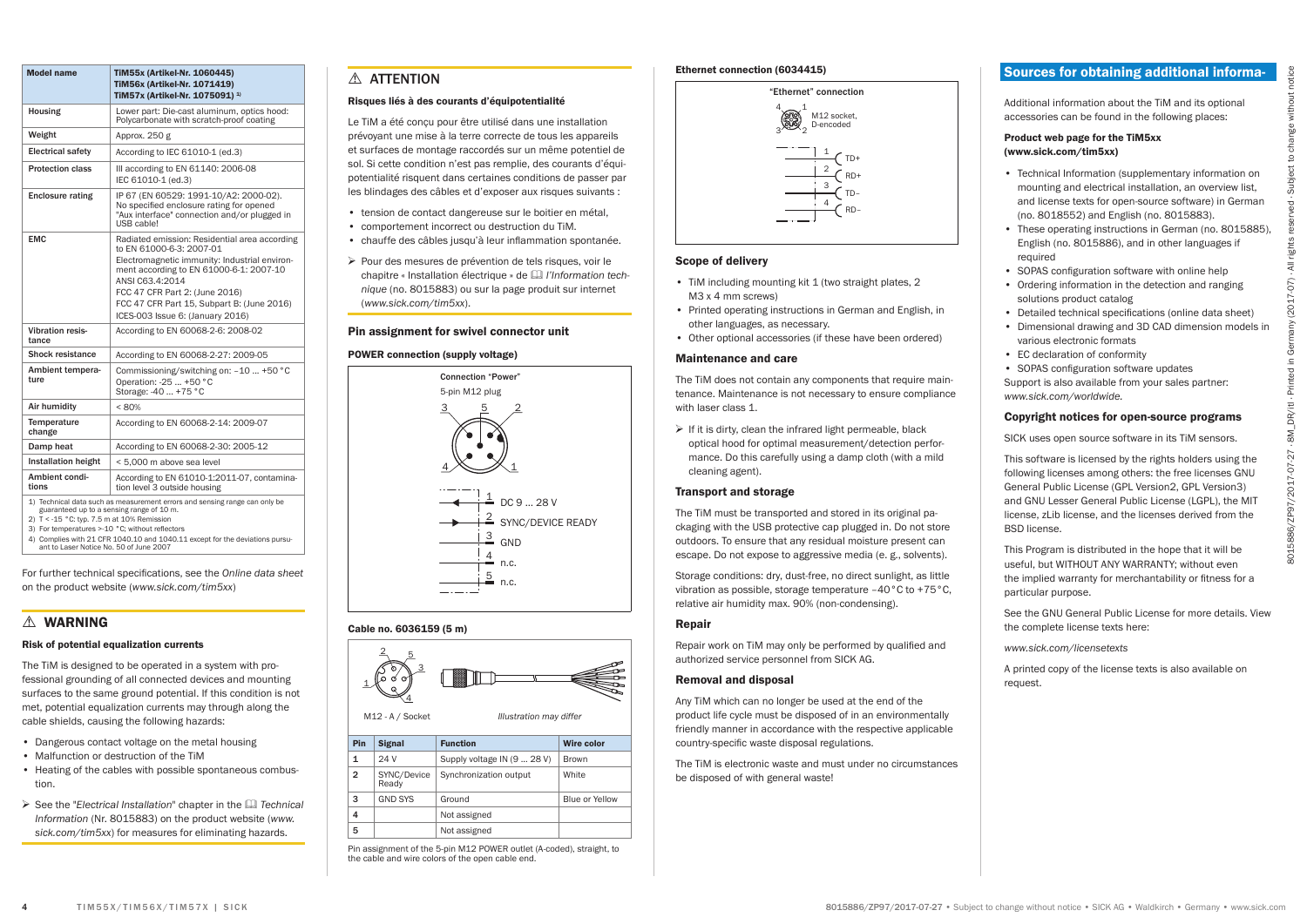| Model name | TiM55x (Artikel-Nr. 1060445) TiM56x (Artikel-Nr. 1071419) TiM57x (Artikel-Nr. 1075091) [1] |
|---|---|
| Housing | Lower part: Die-cast aluminum, optics hood: Polycarbonate with scratch-proof coating |
| Weight | Approx. 250 g |
| Electrical safety | According to IEC 61010-1 (ed.3) |
| Protection class | III according to EN 61140: 2006-08 IEC 61010-1 (ed.3) |
| Enclosure rating | IP 67 (EN 60529: 1991-10/A2: 2000-02). No specified enclosure rating for opened "Aux interface" connection and/or plugged in USB cable! |
| EMC | Radiated emission: Residential area according to EN 61000-6-3: 2007-01 Electromagnetic immunity: Industrial environment according to EN 61000-6-1: 2007-10 ANSI C63.4:2014 FCC 47 CFR Part 2: (June 2016) FCC 47 CFR Part 15, Subpart B: (June 2016) ICES-003 Issue 6: (January 2016) |
| Vibration resistance | According to EN 60068-2-6: 2008-02 |
| Shock resistance | According to EN 60068-2-27: 2009-05 |
| Ambient temperature | Commissioning/switching on: –10 ... +50 °C Operation: -25 ... +50 °C Storage: -40 ... +75 °C |
| Air humidity | < 80% |
| Temperature change | According to EN 60068-2-14: 2009-07 |
| Damp heat | According to EN 60068-2-30: 2005-12 |
| Installation height | < 5,000 m above sea level |
| Ambient conditions | According to EN 61010-1:2011-07, contamination level 3 outside housing |

1) Technical data such as measurement errors and sensing range can only be guaranteed up to a sensing range of 10 m.
2) T < -15 °C: typ. 7.5 m at 10% Remission
3) For temperatures >-10 °C; without reflectors
4) Complies with 21 CFR 1040.10 and 1040.11 except for the deviations pursuant to Laser Notice No. 50 of June 2007

For further technical specifications, see the *Online data sheet* on the product website (*www.sick.com/tim5xx*)

## ⚠ WARNING

**Risk of potential equalization currents**

The TiM is designed to be operated in a system with professional grounding of all connected devices and mounting surfaces to the same ground potential. If this condition is not met, potential equalization currents may through along the cable shields, causing the following hazards:

- Dangerous contact voltage on the metal housing
- Malfunction or destruction of the TiM
- Heating of the cables with possible spontaneous combustion.

➢ See the "*Electrical Installation*" chapter in the 📖 *Technical Information* (Nr. 8015883) on the product website (*www.sick.com/tim5xx*) for measures for eliminating hazards.

## ⚠ ATTENTION

**Risques liés à des courants d'équipotentialité**

Le TiM a été conçu pour être utilisé dans une installation prévoyant une mise à la terre correcte de tous les appareils et surfaces de montage raccordés sur un même potentiel de sol. Si cette condition n'est pas remplie, des courants d'équipotentialité risquent dans certaines conditions de passer par les blindages des câbles et d'exposer aux risques suivants :

- tension de contact dangereuse sur le boitier en métal,
- comportement incorrect ou destruction du TiM.
- chauffe des câbles jusqu'à leur inflammation spontanée.

➢ Pour des mesures de prévention de tels risques, voir le chapitre « Installation électrique » de 📖 *l'Information technique* (no. 8015883) ou sur la page produit sur internet (*www.sick.com/tim5xx*).

### Pin assignment for swivel connector unit

**POWER connection (supply voltage)**

Connection "Power"
5-pin M12 plug
3 5 2
4 1
1 DC 9 ... 28 V
2 SYNC/DEVICE READY
3 GND
4 n.c.
5 n.c.

**Cable no. 6036159 (5 m)**

M12 - A / Socket
Illustration may differ

| Pin | Signal | Function | Wire color |
|---|---|---|---|
| 1 | 24 V | Supply voltage IN (9 ... 28 V) | Brown |
| 2 | SYNC/Device Ready | Synchronization output | White |
| 3 | GND SYS | Ground | Blue or Yellow |
| 4 | | Not assigned | |
| 5 | | Not assigned | |

Pin assignment of the 5-pin M12 POWER outlet (A-coded), straight, to the cable and wire colors of the open cable end.

**Ethernet connection (6034415)**

"Ethernet" connection
M12 socket, D-encoded
1 TD+
2 RD+
3 TD–
4 RD–

### Scope of delivery

- TiM including mounting kit 1 (two straight plates, 2 M3 x 4 mm screws)
- Printed operating instructions in German and English, in other languages, as necessary.
- Other optional accessories (if these have been ordered)

### Maintenance and care

The TiM does not contain any components that require maintenance. Maintenance is not necessary to ensure compliance with laser class 1.

➢ If it is dirty, clean the infrared light permeable, black optical hood for optimal measurement/detection performance. Do this carefully using a damp cloth (with a mild cleaning agent).

### Transport and storage

The TiM must be transported and stored in its original packaging with the USB protective cap plugged in. Do not store outdoors. To ensure that any residual moisture present can escape. Do not expose to aggressive media (e. g., solvents).

Storage conditions: dry, dust-free, no direct sunlight, as little vibration as possible, storage temperature –40 °C to +75 °C, relative air humidity max. 90% (non-condensing).

### Repair

Repair work on TiM may only be performed by qualified and authorized service personnel from SICK AG.

### Removal and disposal

Any TiM which can no longer be used at the end of the product life cycle must be disposed of in an environmentally friendly manner in accordance with the respective applicable country-specific waste disposal regulations.

The TiM is electronic waste and must under no circumstances be disposed of with general waste!

## Sources for obtaining additional informa-

Additional information about the TiM and its optional accessories can be found in the following places:

**Product web page for the TiM5xx (www.sick.com/tim5xx)**

- Technical Information (supplementary information on mounting and electrical installation, an overview list, and license texts for open-source software) in German (no. 8018552) and English (no. 8015883).
- These operating instructions in German (no. 8015885), English (no. 8015886), and in other languages if required
- SOPAS configuration software with online help
- Ordering information in the detection and ranging solutions product catalog
- Detailed technical specifications (online data sheet)
- Dimensional drawing and 3D CAD dimension models in various electronic formats
- EC declaration of conformity
- SOPAS configuration software updates

Support is also available from your sales partner: *www.sick.com/worldwide.*

### Copyright notices for open-source programs

SICK uses open source software in its TiM sensors.

This software is licensed by the rights holders using the following licenses among others: the free licenses GNU General Public License (GPL Version2, GPL Version3) and GNU Lesser General Public License (LGPL), the MIT license, zLib license, and the licenses derived from the BSD license.

This Program is distributed in the hope that it will be useful, but WITHOUT ANY WARRANTY; without even the implied warranty for merchantability or fitness for a particular purpose.

See the GNU General Public License for more details. View the complete license texts here:

*www.sick.com/licensetexts*

A printed copy of the license texts is also available on request.